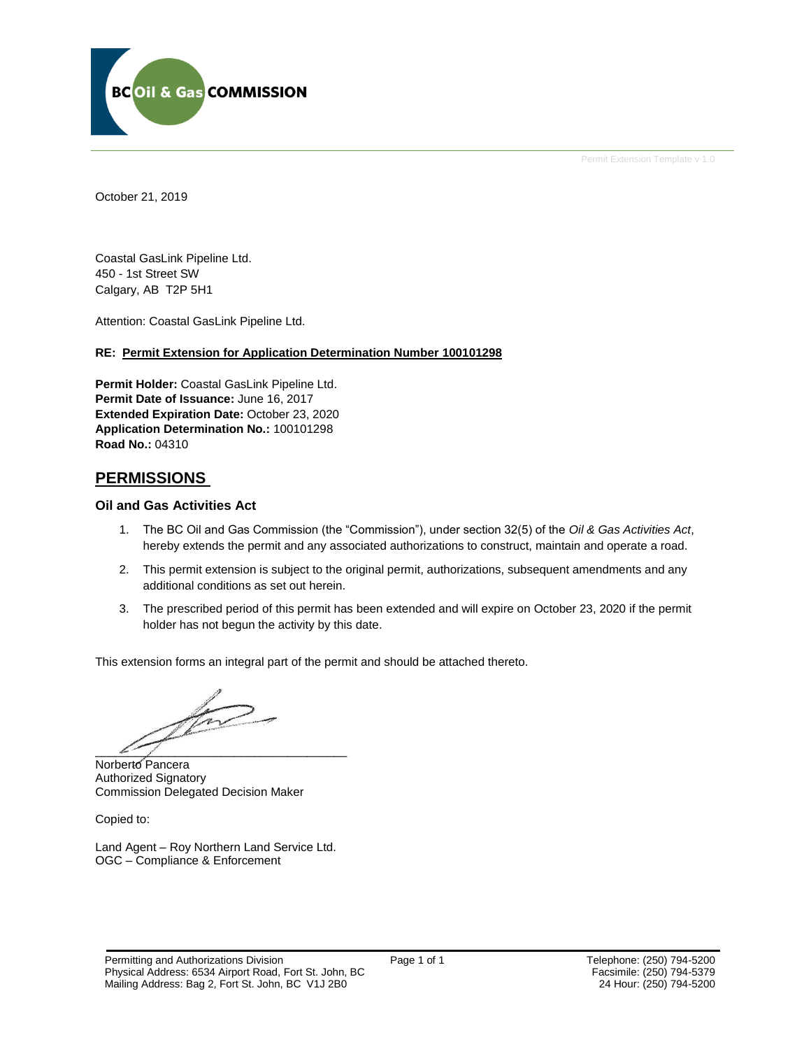BC Oil & Gas COMMISSION

Permit Extension Template v 1.0

October 21, 2019

Coastal GasLink Pipeline Ltd.
450 - 1st Street SW
Calgary, AB T2P 5H1

Attention: Coastal GasLink Pipeline Ltd.

**RE: Permit Extension for Application Determination Number 100101298**

**Permit Holder:** Coastal GasLink Pipeline Ltd.
**Permit Date of Issuance:** June 16, 2017
**Extended Expiration Date:** October 23, 2020
**Application Determination No.:** 100101298
**Road No.:** 04310

## PERMISSIONS

### Oil and Gas Activities Act

1. The BC Oil and Gas Commission (the "Commission"), under section 32(5) of the *Oil & Gas Activities Act*, hereby extends the permit and any associated authorizations to construct, maintain and operate a road.
2. This permit extension is subject to the original permit, authorizations, subsequent amendments and any additional conditions as set out herein.
3. The prescribed period of this permit has been extended and will expire on October 23, 2020 if the permit holder has not begun the activity by this date.

This extension forms an integral part of the permit and should be attached thereto.

Norberto Pancera
Authorized Signatory
Commission Delegated Decision Maker

Copied to:

Land Agent – Roy Northern Land Service Ltd.
OGC – Compliance & Enforcement

Permitting and Authorizations Division
Physical Address: 6534 Airport Road, Fort St. John, BC
Mailing Address: Bag 2, Fort St. John, BC V1J 2B0

Telephone: (250) 794-5200
Facsimile: (250) 794-5379
24 Hour: (250) 794-5200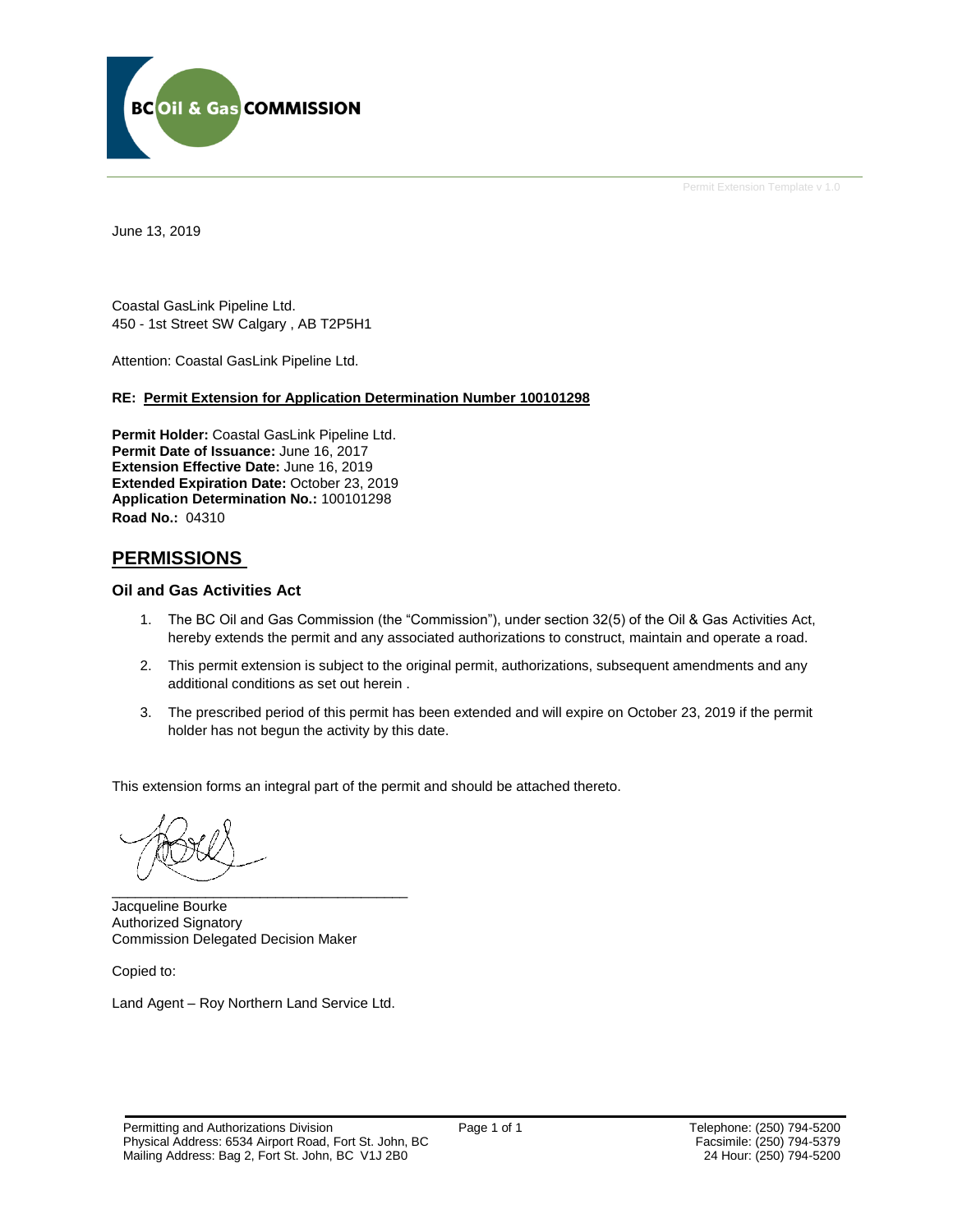Permit Extension Template v 1.0

June 13, 2019

Coastal GasLink Pipeline Ltd.
450 - 1st Street SW Calgary , AB T2P5H1

Attention: Coastal GasLink Pipeline Ltd.

**RE: Permit Extension for Application Determination Number 100101298**

**Permit Holder:** Coastal GasLink Pipeline Ltd.
**Permit Date of Issuance:** June 16, 2017
**Extension Effective Date:** June 16, 2019
**Extended Expiration Date:** October 23, 2019
**Application Determination No.:** 100101298
**Road No.:** 04310

## PERMISSIONS

### Oil and Gas Activities Act

1. The BC Oil and Gas Commission (the "Commission"), under section 32(5) of the Oil & Gas Activities Act, hereby extends the permit and any associated authorizations to construct, maintain and operate a road.
2. This permit extension is subject to the original permit, authorizations, subsequent amendments and any additional conditions as set out herein .
3. The prescribed period of this permit has been extended and will expire on October 23, 2019 if the permit holder has not begun the activity by this date.

This extension forms an integral part of the permit and should be attached thereto.

Jacqueline Bourke
Authorized Signatory
Commission Delegated Decision Maker

Copied to:

Land Agent – Roy Northern Land Service Ltd.

Permitting and Authorizations Division
Physical Address: 6534 Airport Road, Fort St. John, BC
Mailing Address: Bag 2, Fort St. John, BC V1J 2B0

Telephone: (250) 794-5200
Facsimile: (250) 794-5379
24 Hour: (250) 794-5200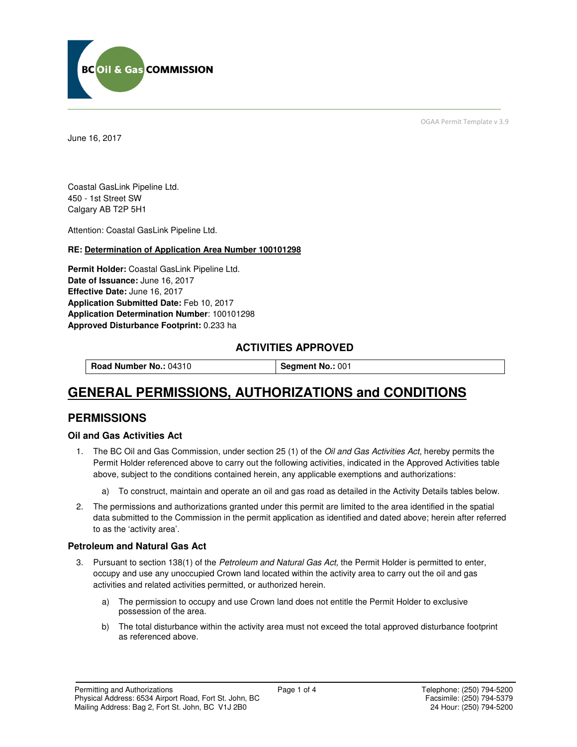OGAA Permit Template v 3.9

June 16, 2017

Coastal GasLink Pipeline Ltd.
450 - 1st Street SW
Calgary AB T2P 5H1

Attention: Coastal GasLink Pipeline Ltd.

**RE: Determination of Application Area Number 100101298**

**Permit Holder:** Coastal GasLink Pipeline Ltd.
**Date of Issuance:** June 16, 2017
**Effective Date:** June 16, 2017
**Application Submitted Date:** Feb 10, 2017
**Application Determination Number**: 100101298
**Approved Disturbance Footprint:** 0.233 ha

### ACTIVITIES APPROVED

| **Road Number No.:** 04310 | **Segment No.:** 001 |
|---|---|

# GENERAL PERMISSIONS, AUTHORIZATIONS and CONDITIONS

## PERMISSIONS

### Oil and Gas Activities Act

1. The BC Oil and Gas Commission, under section 25 (1) of the *Oil and Gas Activities Act*, hereby permits the Permit Holder referenced above to carry out the following activities, indicated in the Approved Activities table above, subject to the conditions contained herein, any applicable exemptions and authorizations:
    a) To construct, maintain and operate an oil and gas road as detailed in the Activity Details tables below.
2. The permissions and authorizations granted under this permit are limited to the area identified in the spatial data submitted to the Commission in the permit application as identified and dated above; herein after referred to as the 'activity area'.

### Petroleum and Natural Gas Act

3. Pursuant to section 138(1) of the *Petroleum and Natural Gas Act,* the Permit Holder is permitted to enter, occupy and use any unoccupied Crown land located within the activity area to carry out the oil and gas activities and related activities permitted, or authorized herein.
    a) The permission to occupy and use Crown land does not entitle the Permit Holder to exclusive possession of the area.
    b) The total disturbance within the activity area must not exceed the total approved disturbance footprint as referenced above.

Permitting and Authorizations
Physical Address: 6534 Airport Road, Fort St. John, BC
Mailing Address: Bag 2, Fort St. John, BC V1J 2B0

Telephone: (250) 794-5200
Facsimile: (250) 794-5379
24 Hour: (250) 794-5200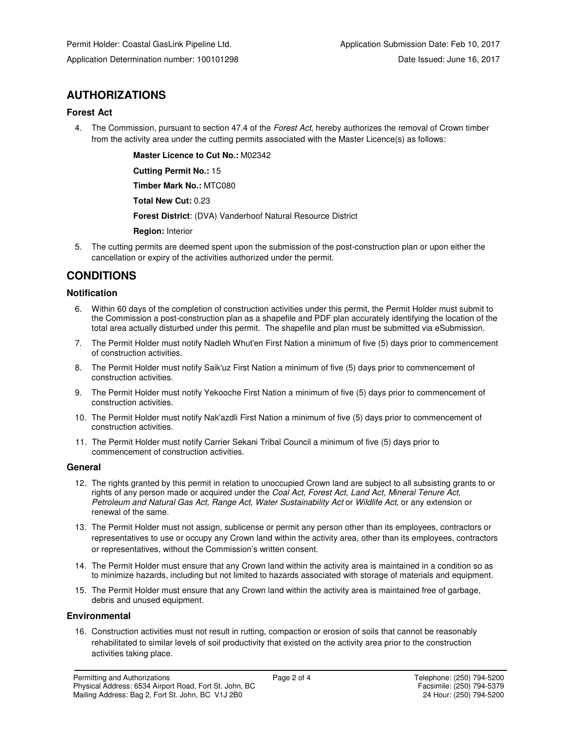## AUTHORIZATIONS

### Forest Act

4. The Commission, pursuant to section 47.4 of the *Forest Act*, hereby authorizes the removal of Crown timber from the activity area under the cutting permits associated with the Master Licence(s) as follows:

   **Master Licence to Cut No.:** M02342

   **Cutting Permit No.:** 15

   **Timber Mark No.:** MTC080

   **Total New Cut:** 0.23

   **Forest District**: (DVA) Vanderhoof Natural Resource District

   **Region:** Interior

5. The cutting permits are deemed spent upon the submission of the post-construction plan or upon either the cancellation or expiry of the activities authorized under the permit.

## CONDITIONS

### Notification

6. Within 60 days of the completion of construction activities under this permit, the Permit Holder must submit to the Commission a post-construction plan as a shapefile and PDF plan accurately identifying the location of the total area actually disturbed under this permit. The shapefile and plan must be submitted via eSubmission.
7. The Permit Holder must notify Nadleh Whut'en First Nation a minimum of five (5) days prior to commencement of construction activities.
8. The Permit Holder must notify Saik'uz First Nation a minimum of five (5) days prior to commencement of construction activities.
9. The Permit Holder must notify Yekooche First Nation a minimum of five (5) days prior to commencement of construction activities.
10. The Permit Holder must notify Nak'azdli First Nation a minimum of five (5) days prior to commencement of construction activities.
11. The Permit Holder must notify Carrier Sekani Tribal Council a minimum of five (5) days prior to commencement of construction activities.

### General

12. The rights granted by this permit in relation to unoccupied Crown land are subject to all subsisting grants to or rights of any person made or acquired under the *Coal Act, Forest Act, Land Act, Mineral Tenure Act, Petroleum and Natural Gas Act, Range Act, Water Sustainability Act* or *Wildlife Act*, or any extension or renewal of the same.
13. The Permit Holder must not assign, sublicense or permit any person other than its employees, contractors or representatives to use or occupy any Crown land within the activity area, other than its employees, contractors or representatives, without the Commission's written consent.
14. The Permit Holder must ensure that any Crown land within the activity area is maintained in a condition so as to minimize hazards, including but not limited to hazards associated with storage of materials and equipment.
15. The Permit Holder must ensure that any Crown land within the activity area is maintained free of garbage, debris and unused equipment.

### Environmental

16. Construction activities must not result in rutting, compaction or erosion of soils that cannot be reasonably rehabilitated to similar levels of soil productivity that existed on the activity area prior to the construction activities taking place.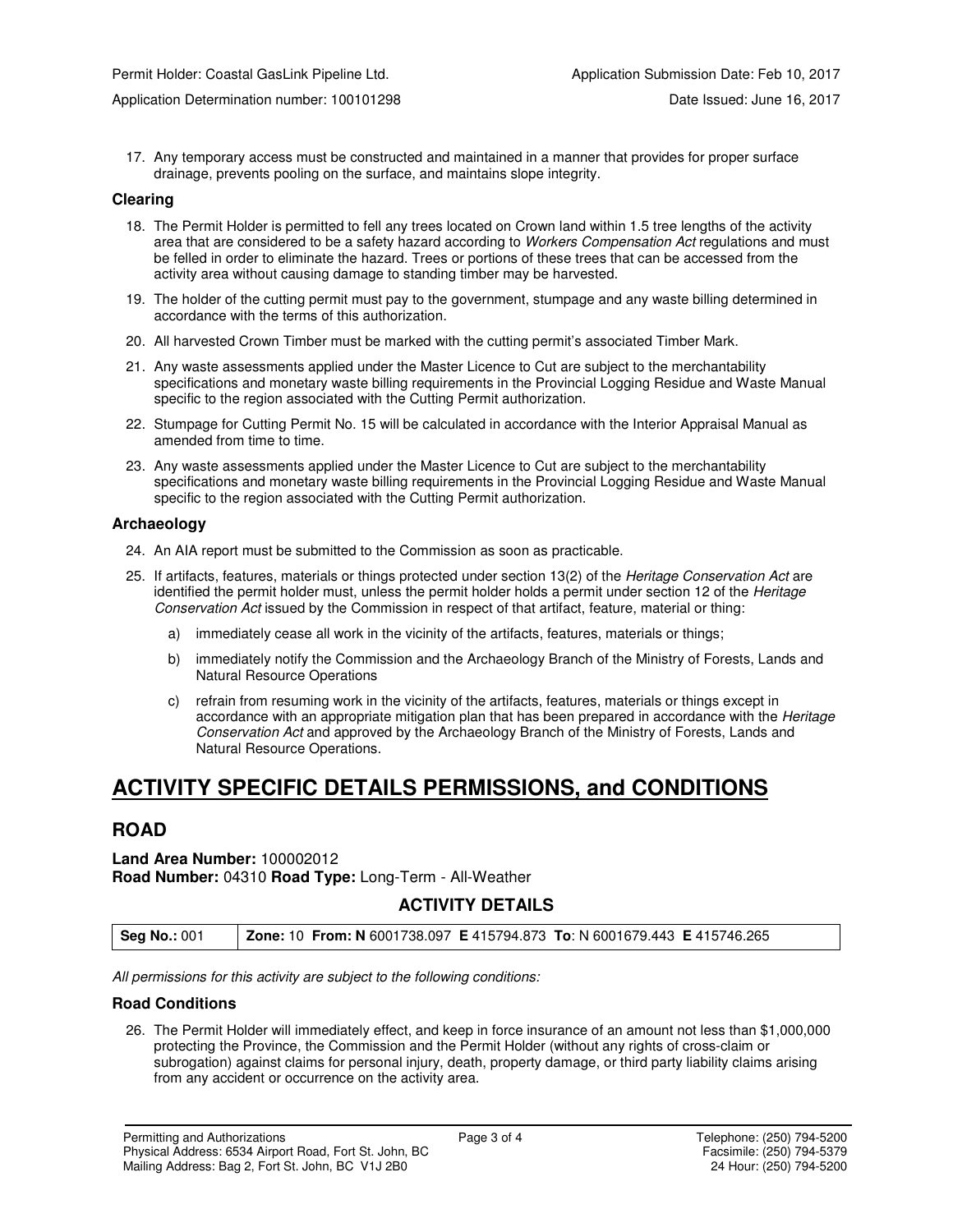17. Any temporary access must be constructed and maintained in a manner that provides for proper surface drainage, prevents pooling on the surface, and maintains slope integrity.

### Clearing

18. The Permit Holder is permitted to fell any trees located on Crown land within 1.5 tree lengths of the activity area that are considered to be a safety hazard according to *Workers Compensation Act* regulations and must be felled in order to eliminate the hazard. Trees or portions of these trees that can be accessed from the activity area without causing damage to standing timber may be harvested.
19. The holder of the cutting permit must pay to the government, stumpage and any waste billing determined in accordance with the terms of this authorization.
20. All harvested Crown Timber must be marked with the cutting permit's associated Timber Mark.
21. Any waste assessments applied under the Master Licence to Cut are subject to the merchantability specifications and monetary waste billing requirements in the Provincial Logging Residue and Waste Manual specific to the region associated with the Cutting Permit authorization.
22. Stumpage for Cutting Permit No. 15 will be calculated in accordance with the Interior Appraisal Manual as amended from time to time.
23. Any waste assessments applied under the Master Licence to Cut are subject to the merchantability specifications and monetary waste billing requirements in the Provincial Logging Residue and Waste Manual specific to the region associated with the Cutting Permit authorization.

### Archaeology

24. An AIA report must be submitted to the Commission as soon as practicable.
25. If artifacts, features, materials or things protected under section 13(2) of the *Heritage Conservation Act* are identified the permit holder must, unless the permit holder holds a permit under section 12 of the *Heritage Conservation Act* issued by the Commission in respect of that artifact, feature, material or thing:
    a) immediately cease all work in the vicinity of the artifacts, features, materials or things;
    b) immediately notify the Commission and the Archaeology Branch of the Ministry of Forests, Lands and Natural Resource Operations
    c) refrain from resuming work in the vicinity of the artifacts, features, materials or things except in accordance with an appropriate mitigation plan that has been prepared in accordance with the *Heritage Conservation Act* and approved by the Archaeology Branch of the Ministry of Forests, Lands and Natural Resource Operations.

# ACTIVITY SPECIFIC DETAILS PERMISSIONS, and CONDITIONS

## ROAD

**Land Area Number:** 100002012
**Road Number:** 04310 **Road Type:** Long-Term - All-Weather

### ACTIVITY DETAILS

| **Seg No.:** 001 | **Zone:** 10 **From: N** 6001738.097 **E** 415794.873 **To**: N 6001679.443 **E** 415746.265 |
|---|---|

*All permissions for this activity are subject to the following conditions:*

### Road Conditions

26. The Permit Holder will immediately effect, and keep in force insurance of an amount not less than $1,000,000 protecting the Province, the Commission and the Permit Holder (without any rights of cross-claim or subrogation) against claims for personal injury, death, property damage, or third party liability claims arising from any accident or occurrence on the activity area.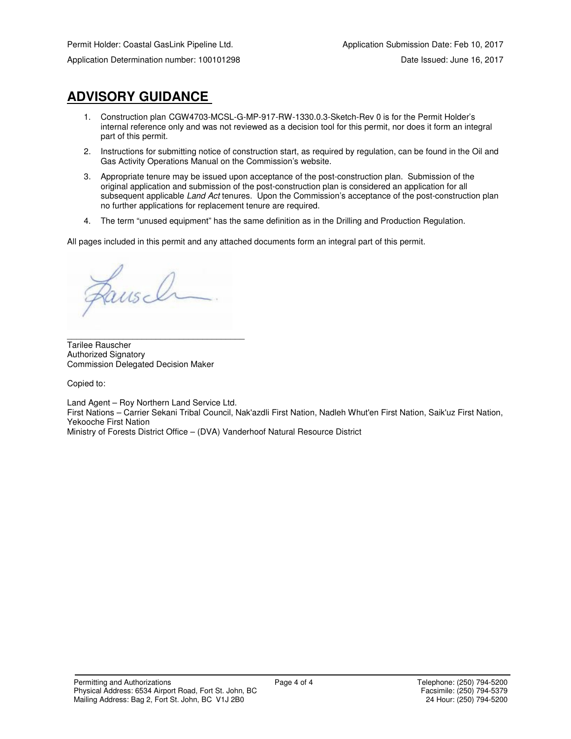Permit Holder: Coastal GasLink Pipeline Ltd.

Application Determination number: 100101298

Application Submission Date: Feb 10, 2017

Date Issued: June 16, 2017

# ADVISORY GUIDANCE

1. Construction plan CGW4703-MCSL-G-MP-917-RW-1330.0.3-Sketch-Rev 0 is for the Permit Holder's internal reference only and was not reviewed as a decision tool for this permit, nor does it form an integral part of this permit.
2. Instructions for submitting notice of construction start, as required by regulation, can be found in the Oil and Gas Activity Operations Manual on the Commission's website.
3. Appropriate tenure may be issued upon acceptance of the post-construction plan. Submission of the original application and submission of the post-construction plan is considered an application for all subsequent applicable *Land Act* tenures. Upon the Commission's acceptance of the post-construction plan no further applications for replacement tenure are required.
4. The term "unused equipment" has the same definition as in the Drilling and Production Regulation.

All pages included in this permit and any attached documents form an integral part of this permit.

Tarilee Rauscher
Authorized Signatory
Commission Delegated Decision Maker

Copied to:

Land Agent – Roy Northern Land Service Ltd.
First Nations – Carrier Sekani Tribal Council, Nak'azdli First Nation, Nadleh Whut'en First Nation, Saik'uz First Nation, Yekooche First Nation
Ministry of Forests District Office – (DVA) Vanderhoof Natural Resource District